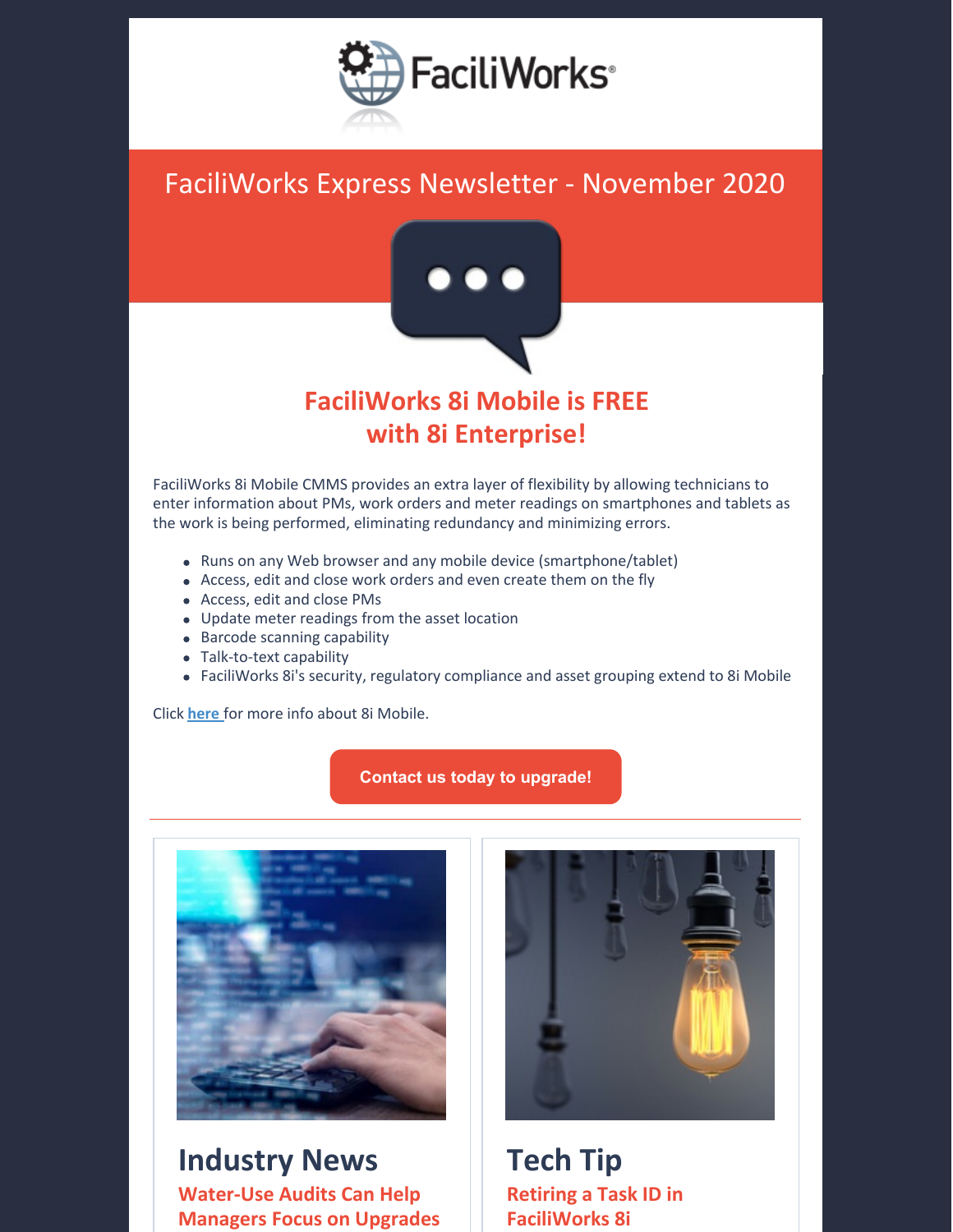# FaciliWorks Express Newsletter - November 2020

## FaciliWorks 8i Mobile is FREE with 8i Enterprise!

FaciliWorks 8i Mobile CMMS provides an extra layer of flexibility by allowing technicians to enter information about PMs, work orders and meter readings on smartphones and tablets as the work is being performed, eliminating redundancy and minimizing errors.

- Runs on any Web browser and any mobile device (smartphone/tablet)
- Access, edit and close work orders and even create them on the fly
- Access, edit and close PMs
- Update meter readings from the asset location
- Barcode scanning capability
- Talk-to-text capability
- FaciliWorks 8i's security, regulatory compliance and asset grouping extend to 8i Mobile

Click **here** for more info about 8i Mobile.

**Contact us today to upgrade!**

---

## Industry News

### Water-Use Audits Can Help Managers Focus on Upgrades

## Tech Tip

### Retiring a Task ID in FaciliWorks 8i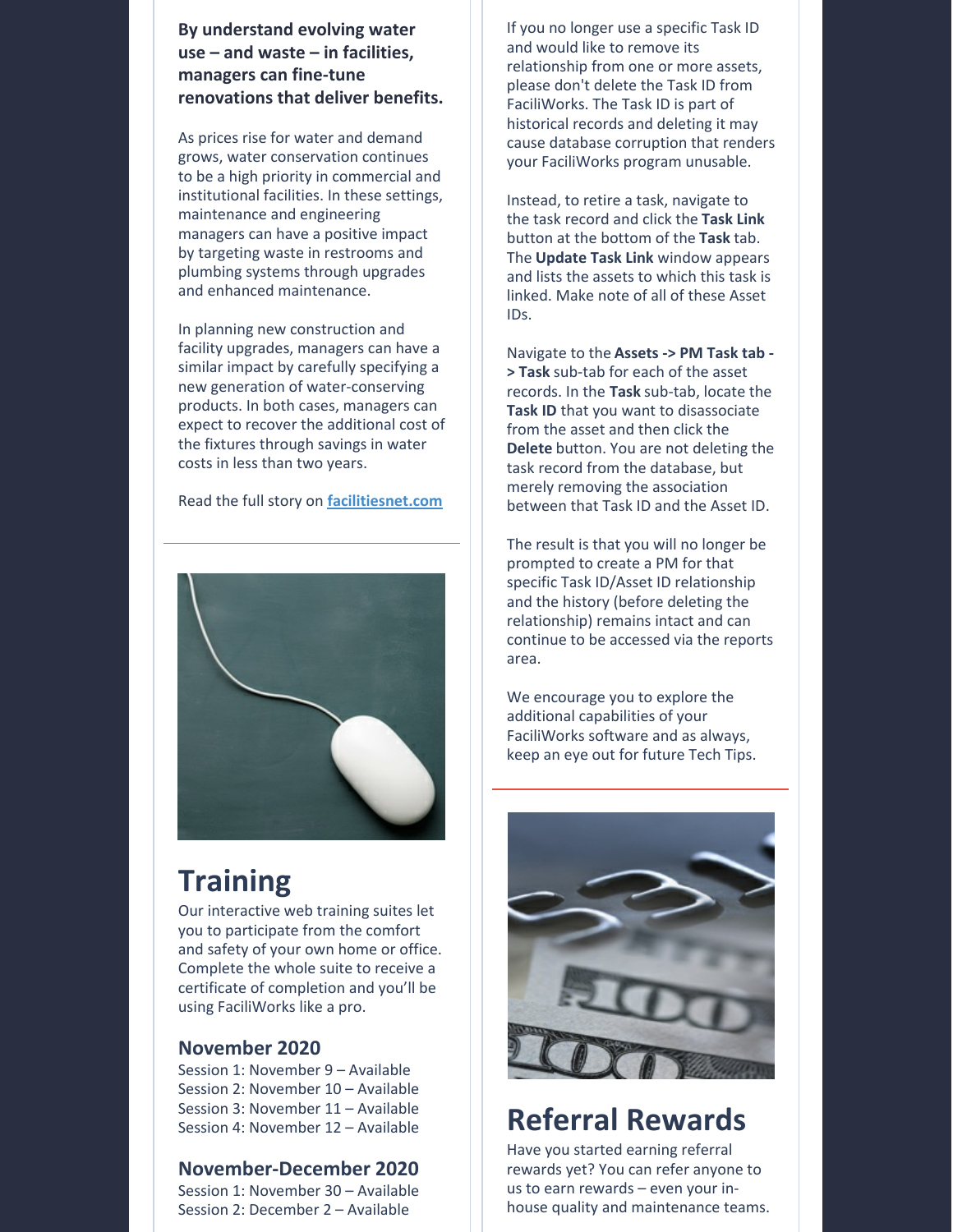**By understand evolving water use – and waste – in facilities, managers can fine-tune renovations that deliver benefits.**

As prices rise for water and demand grows, water conservation continues to be a high priority in commercial and institutional facilities. In these settings, maintenance and engineering managers can have a positive impact by targeting waste in restrooms and plumbing systems through upgrades and enhanced maintenance.

In planning new construction and facility upgrades, managers can have a similar impact by carefully specifying a new generation of water-conserving products. In both cases, managers can expect to recover the additional cost of the fixtures through savings in water costs in less than two years.

Read the full story on **facilitiesnet.com**

## Training

Our interactive web training suites let you to participate from the comfort and safety of your own home or office. Complete the whole suite to receive a certificate of completion and you'll be using FaciliWorks like a pro.

### November 2020

Session 1: November 9 – Available
Session 2: November 10 – Available
Session 3: November 11 – Available
Session 4: November 12 – Available

### November-December 2020

Session 1: November 30 – Available
Session 2: December 2 – Available

If you no longer use a specific Task ID and would like to remove its relationship from one or more assets, please don't delete the Task ID from FaciliWorks. The Task ID is part of historical records and deleting it may cause database corruption that renders your FaciliWorks program unusable.

Instead, to retire a task, navigate to the task record and click the **Task Link** button at the bottom of the **Task** tab. The **Update Task Link** window appears and lists the assets to which this task is linked. Make note of all of these Asset IDs.

Navigate to the **Assets -> PM Task tab -> Task** sub-tab for each of the asset records. In the **Task** sub-tab, locate the **Task ID** that you want to disassociate from the asset and then click the **Delete** button. You are not deleting the task record from the database, but merely removing the association between that Task ID and the Asset ID.

The result is that you will no longer be prompted to create a PM for that specific Task ID/Asset ID relationship and the history (before deleting the relationship) remains intact and can continue to be accessed via the reports area.

We encourage you to explore the additional capabilities of your FaciliWorks software and as always, keep an eye out for future Tech Tips.

## Referral Rewards

Have you started earning referral rewards yet? You can refer anyone to us to earn rewards – even your in-house quality and maintenance teams.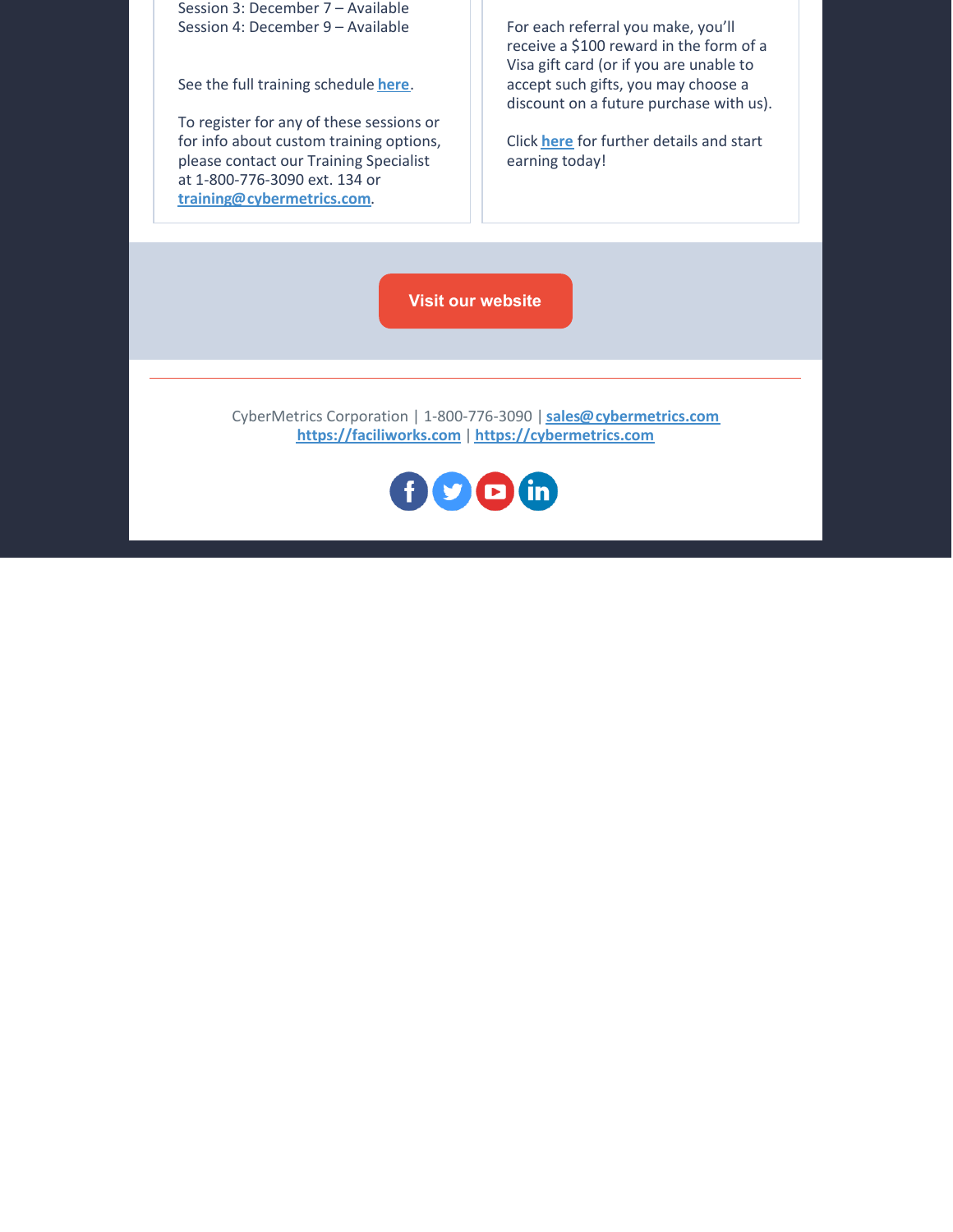Session 3: December 7 – Available
Session 4: December 9 – Available

See the full training schedule **here**.

To register for any of these sessions or for info about custom training options, please contact our Training Specialist at 1-800-776-3090 ext. 134 or **training@cybermetrics.com**.

For each referral you make, you'll receive a $100 reward in the form of a Visa gift card (or if you are unable to accept such gifts, you may choose a discount on a future purchase with us).

Click **here** for further details and start earning today!

**Visit our website**

CyberMetrics Corporation | 1-800-776-3090 | **sales@cybermetrics.com**
**https://faciliworks.com** | **https://cybermetrics.com**